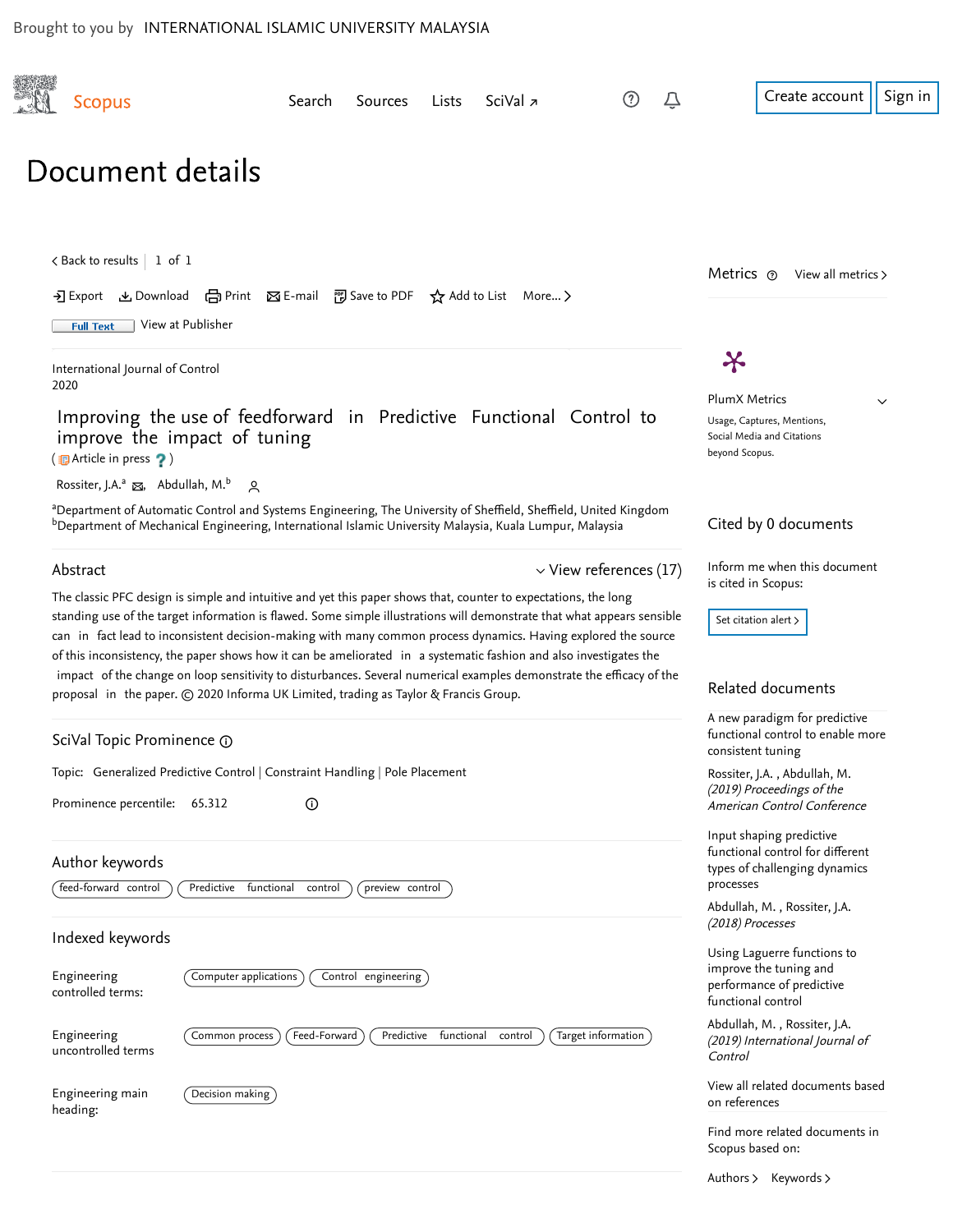Brought to you by INTERNATIONAL ISLAMIC UNIVERSITY MALAYSIA

Scopus

Search Sources Lists SciVal

Create account Sign in

# Document details

< Back to results | 1 of 1

Export Download Print E-mail Save to PDF Add to List More...

Full Text View at Publisher

International Journal of Control
2020

## Improving the use of feedforward in Predictive Functional Control to improve the impact of tuning

(Article in press)

Rossiter, J.A.[a], Abdullah, M.[b]

[a]Department of Automatic Control and Systems Engineering, The University of Sheffield, Sheffield, United Kingdom
[b]Department of Mechanical Engineering, International Islamic University Malaysia, Kuala Lumpur, Malaysia

### Abstract

View references (17)

The classic PFC design is simple and intuitive and yet this paper shows that, counter to expectations, the long standing use of the target information is flawed. Some simple illustrations will demonstrate that what appears sensible can in fact lead to inconsistent decision-making with many common process dynamics. Having explored the source of this inconsistency, the paper shows how it can be ameliorated in a systematic fashion and also investigates the impact of the change on loop sensitivity to disturbances. Several numerical examples demonstrate the efficacy of the proposal in the paper. © 2020 Informa UK Limited, trading as Taylor & Francis Group.

### SciVal Topic Prominence

Topic: Generalized Predictive Control | Constraint Handling | Pole Placement

Prominence percentile: 65.312

### Author keywords

feed-forward control | Predictive functional control | preview control

### Indexed keywords

Engineering controlled terms: Computer applications | Control engineering

Engineering uncontrolled terms: Common process | Feed-Forward | Predictive functional control | Target information

Engineering main heading: Decision making

---

### Metrics

View all metrics >

PlumX Metrics
Usage, Captures, Mentions, Social Media and Citations beyond Scopus.

### Cited by 0 documents

Inform me when this document is cited in Scopus:

Set citation alert >

### Related documents

A new paradigm for predictive functional control to enable more consistent tuning
Rossiter, J.A. , Abdullah, M.
*(2019) Proceedings of the American Control Conference*

Input shaping predictive functional control for different types of challenging dynamics processes
Abdullah, M. , Rossiter, J.A.
*(2018) Processes*

Using Laguerre functions to improve the tuning and performance of predictive functional control
Abdullah, M. , Rossiter, J.A.
*(2019) International Journal of Control*

View all related documents based on references

Find more related documents in Scopus based on:

Authors > Keywords >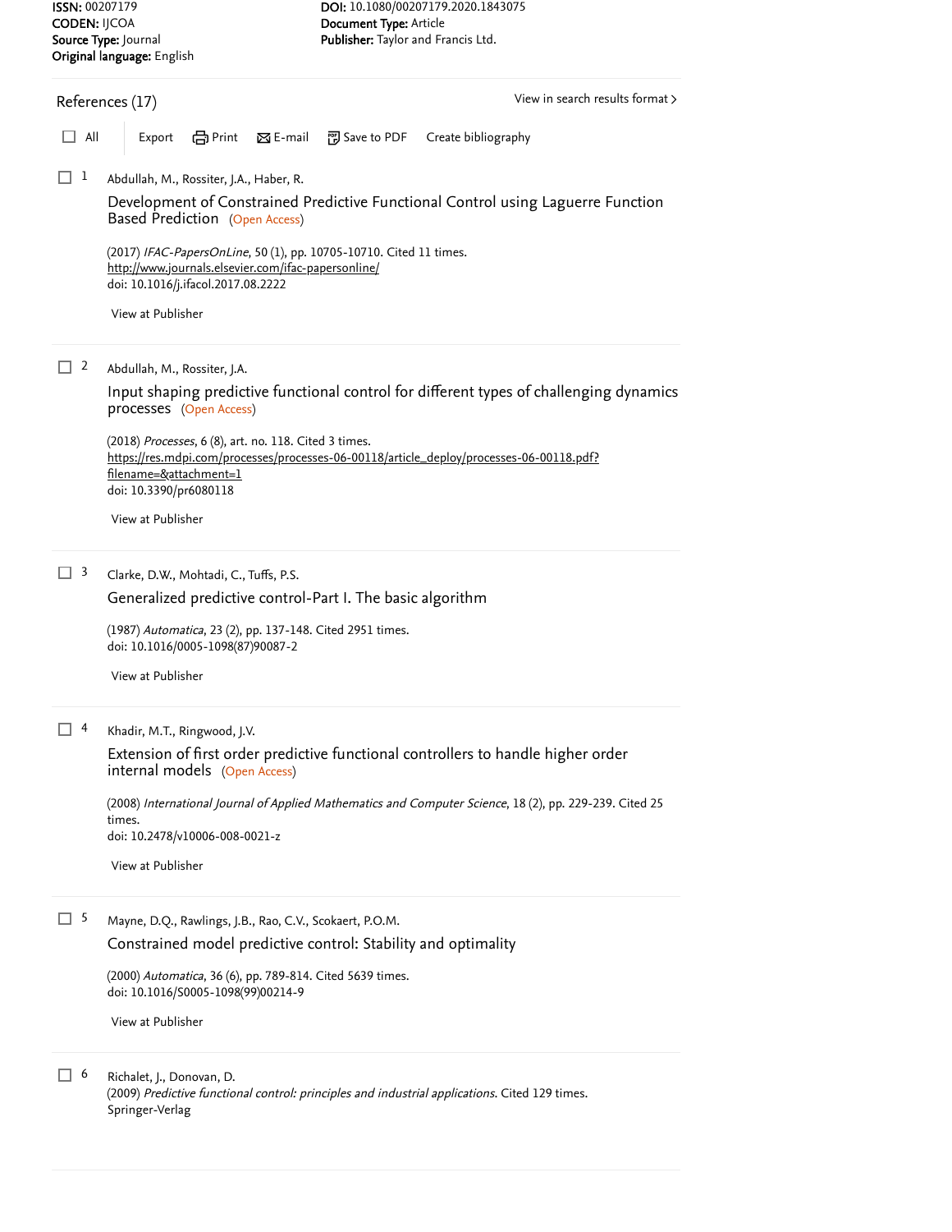**ISSN:** 00207179
**CODEN:** IJCOA
**Source Type:** Journal
**Original language:** English

**DOI:** 10.1080/00207179.2020.1843075
**Document Type:** Article
**Publisher:** Taylor and Francis Ltd.

## References (17)

View in search results format >

All | Export | Print | E-mail | Save to PDF | Create bibliography

1. Abdullah, M., Rossiter, J.A., Haber, R.

   Development of Constrained Predictive Functional Control using Laguerre Function Based Prediction (Open Access)

   (2017) *IFAC-PapersOnLine*, 50 (1), pp. 10705-10710. Cited 11 times.
   http://www.journals.elsevier.com/ifac-papersonline/
   doi: 10.1016/j.ifacol.2017.08.2222

   View at Publisher

2. Abdullah, M., Rossiter, J.A.

   Input shaping predictive functional control for different types of challenging dynamics processes (Open Access)

   (2018) *Processes*, 6 (8), art. no. 118. Cited 3 times.
   https://res.mdpi.com/processes/processes-06-00118/article_deploy/processes-06-00118.pdf?filename=&attachment=1
   doi: 10.3390/pr6080118

   View at Publisher

3. Clarke, D.W., Mohtadi, C., Tuffs, P.S.

   Generalized predictive control-Part I. The basic algorithm

   (1987) *Automatica*, 23 (2), pp. 137-148. Cited 2951 times.
   doi: 10.1016/0005-1098(87)90087-2

   View at Publisher

4. Khadir, M.T., Ringwood, J.V.

   Extension of first order predictive functional controllers to handle higher order internal models (Open Access)

   (2008) *International Journal of Applied Mathematics and Computer Science*, 18 (2), pp. 229-239. Cited 25 times.
   doi: 10.2478/v10006-008-0021-z

   View at Publisher

5. Mayne, D.Q., Rawlings, J.B., Rao, C.V., Scokaert, P.O.M.

   Constrained model predictive control: Stability and optimality

   (2000) *Automatica*, 36 (6), pp. 789-814. Cited 5639 times.
   doi: 10.1016/S0005-1098(99)00214-9

   View at Publisher

6. Richalet, J., Donovan, D.

   (2009) *Predictive functional control: principles and industrial applications*. Cited 129 times.
   Springer-Verlag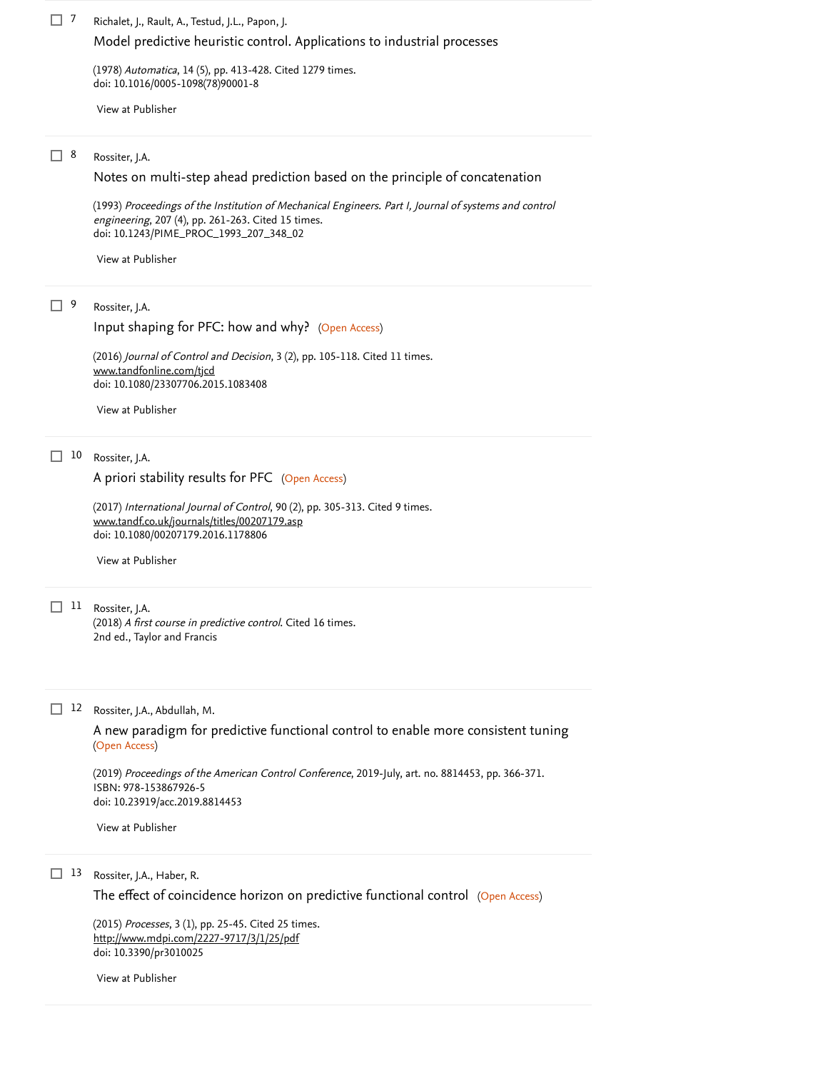7. Richalet, J., Rault, A., Testud, J.L., Papon, J.

   Model predictive heuristic control. Applications to industrial processes

   (1978) *Automatica*, 14 (5), pp. 413-428. Cited 1279 times.
   doi: 10.1016/0005-1098(78)90001-8

   View at Publisher

8. Rossiter, J.A.

   Notes on multi-step ahead prediction based on the principle of concatenation

   (1993) *Proceedings of the Institution of Mechanical Engineers. Part I, Journal of systems and control engineering*, 207 (4), pp. 261-263. Cited 15 times.
   doi: 10.1243/PIME_PROC_1993_207_348_02

   View at Publisher

9. Rossiter, J.A.

   Input shaping for PFC: how and why? (Open Access)

   (2016) *Journal of Control and Decision*, 3 (2), pp. 105-118. Cited 11 times.
   www.tandfonline.com/tjcd
   doi: 10.1080/23307706.2015.1083408

   View at Publisher

10. Rossiter, J.A.

    A priori stability results for PFC (Open Access)

    (2017) *International Journal of Control*, 90 (2), pp. 305-313. Cited 9 times.
    www.tandf.co.uk/journals/titles/00207179.asp
    doi: 10.1080/00207179.2016.1178806

    View at Publisher

11. Rossiter, J.A.
    (2018) *A first course in predictive control*. Cited 16 times.
    2nd ed., Taylor and Francis

12. Rossiter, J.A., Abdullah, M.

    A new paradigm for predictive functional control to enable more consistent tuning (Open Access)

    (2019) *Proceedings of the American Control Conference*, 2019-July, art. no. 8814453, pp. 366-371.
    ISBN: 978-153867926-5
    doi: 10.23919/acc.2019.8814453

    View at Publisher

13. Rossiter, J.A., Haber, R.

    The effect of coincidence horizon on predictive functional control (Open Access)

    (2015) *Processes*, 3 (1), pp. 25-45. Cited 25 times.
    http://www.mdpi.com/2227-9717/3/1/25/pdf
    doi: 10.3390/pr3010025

    View at Publisher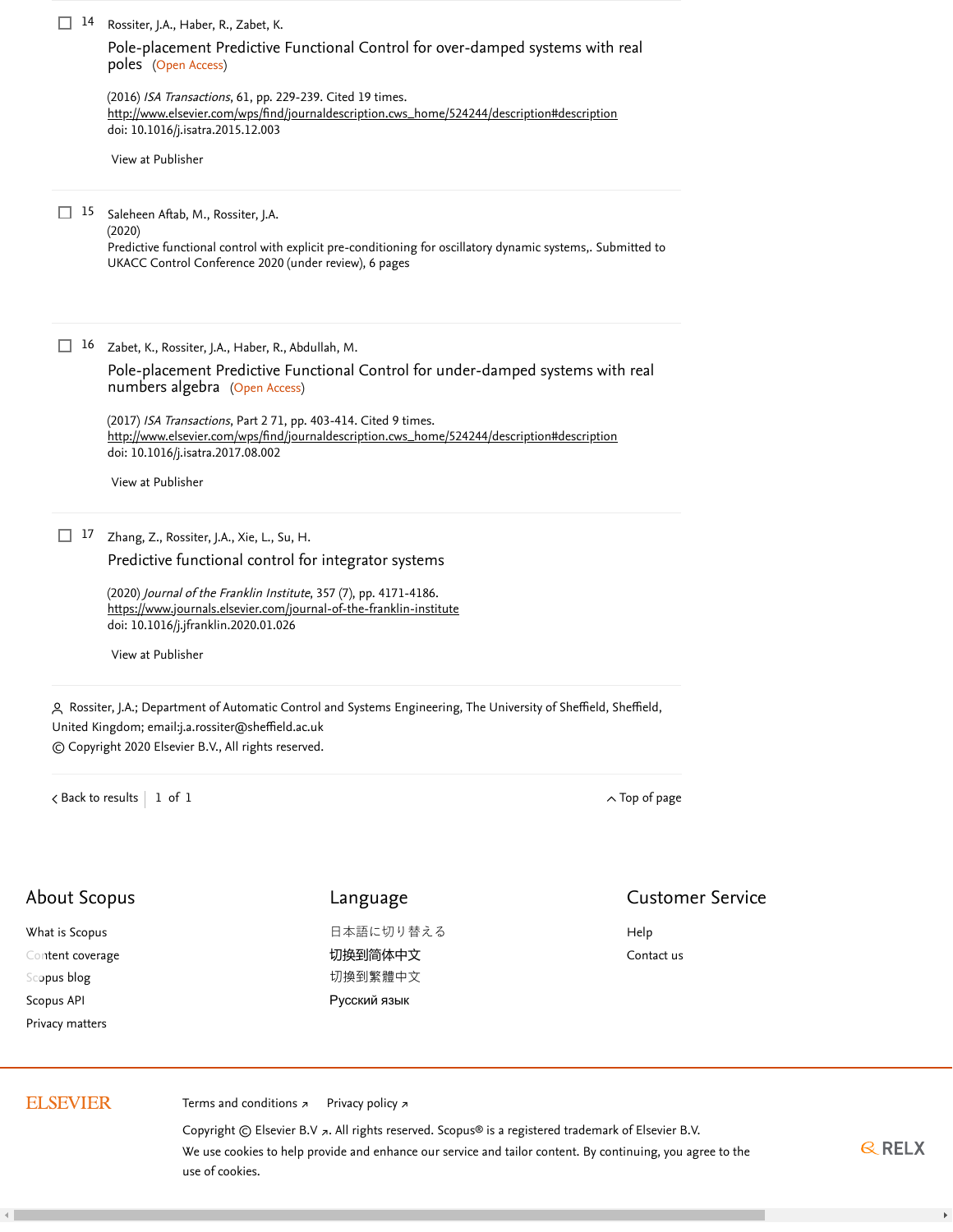14 Rossiter, J.A., Haber, R., Zabet, K.

Pole-placement Predictive Functional Control for over-damped systems with real poles (Open Access)

(2016) *ISA Transactions*, 61, pp. 229-239. Cited 19 times.
http://www.elsevier.com/wps/find/journaldescription.cws_home/524244/description#description
doi: 10.1016/j.isatra.2015.12.003

View at Publisher

15 Saleheen Aftab, M., Rossiter, J.A.
(2020)
Predictive functional control with explicit pre-conditioning for oscillatory dynamic systems,. Submitted to UKACC Control Conference 2020 (under review), 6 pages

16 Zabet, K., Rossiter, J.A., Haber, R., Abdullah, M.

Pole-placement Predictive Functional Control for under-damped systems with real numbers algebra (Open Access)

(2017) *ISA Transactions*, Part 2 71, pp. 403-414. Cited 9 times.
http://www.elsevier.com/wps/find/journaldescription.cws_home/524244/description#description
doi: 10.1016/j.isatra.2017.08.002

View at Publisher

17 Zhang, Z., Rossiter, J.A., Xie, L., Su, H.

Predictive functional control for integrator systems

(2020) *Journal of the Franklin Institute*, 357 (7), pp. 4171-4186.
https://www.journals.elsevier.com/journal-of-the-franklin-institute
doi: 10.1016/j.jfranklin.2020.01.026

View at Publisher

Rossiter, J.A.; Department of Automatic Control and Systems Engineering, The University of Sheffield, Sheffield, United Kingdom; email:j.a.rossiter@sheffield.ac.uk
© Copyright 2020 Elsevier B.V., All rights reserved.

Back to results | 1 of 1 Top of page

## About Scopus

What is Scopus
Content coverage
Scopus blog
Scopus API
Privacy matters

## Language

日本語に切り替える
切换到简体中文
切換到繁體中文
Русский язык

## Customer Service

Help
Contact us

ELSEVIER

Terms and conditions ↗ Privacy policy ↗

Copyright © Elsevier B.V ↗. All rights reserved. Scopus® is a registered trademark of Elsevier B.V.
We use cookies to help provide and enhance our service and tailor content. By continuing, you agree to the use of cookies.

RELX